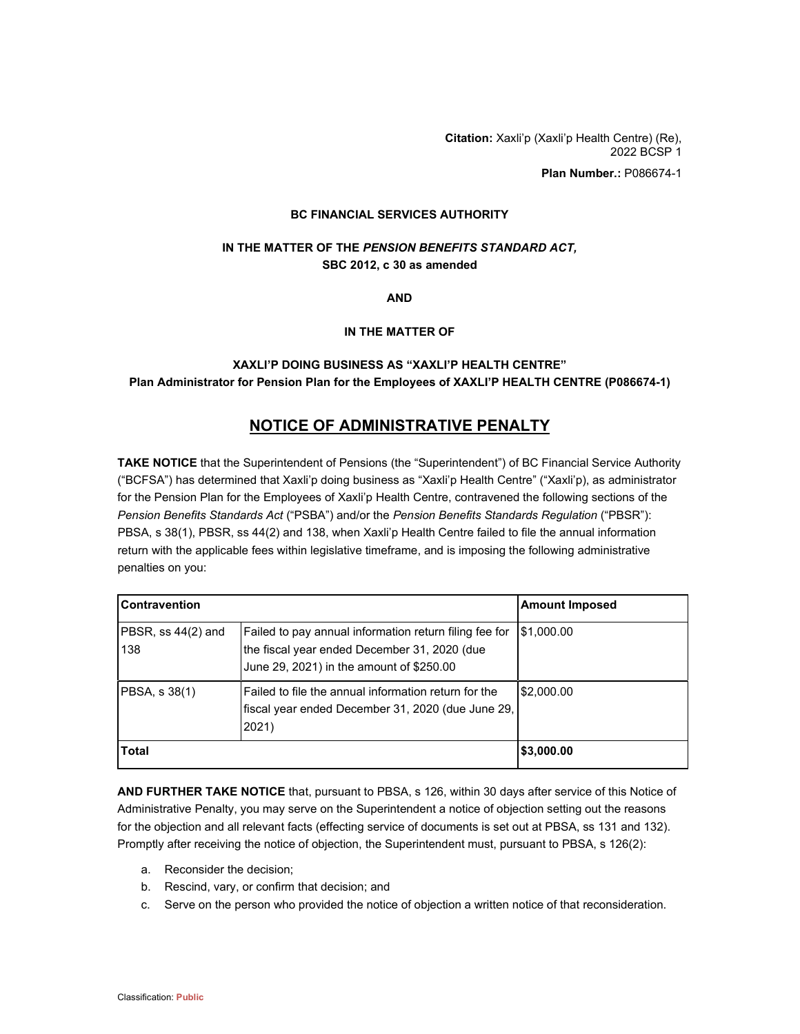**Citation:** Xaxli'p (Xaxli'p Health Centre) (Re), 2022 BCSP 1

**Plan Number.:** P086674-1

**BC FINANCIAL SERVICES AUTHORITY**

**IN THE MATTER OF THE *PENSION BENEFITS STANDARD ACT,* SBC 2012, c 30 as amended**

**AND**

**IN THE MATTER OF**

**XAXLI'P DOING BUSINESS AS "XAXLI'P HEALTH CENTRE"**
**Plan Administrator for Pension Plan for the Employees of XAXLI'P HEALTH CENTRE (P086674-1)**

# NOTICE OF ADMINISTRATIVE PENALTY

**TAKE NOTICE** that the Superintendent of Pensions (the "Superintendent") of BC Financial Service Authority ("BCFSA") has determined that Xaxli'p doing business as "Xaxli'p Health Centre" ("Xaxli'p), as administrator for the Pension Plan for the Employees of Xaxli'p Health Centre, contravened the following sections of the *Pension Benefits Standards Act* ("PSBA") and/or the *Pension Benefits Standards Regulation* ("PBSR"): PBSA, s 38(1), PBSR, ss 44(2) and 138, when Xaxli'p Health Centre failed to file the annual information return with the applicable fees within legislative timeframe, and is imposing the following administrative penalties on you:

| **Contravention** | | **Amount Imposed** |
|---|---|---|
| PBSR, ss 44(2) and 138 | Failed to pay annual information return filing fee for the fiscal year ended December 31, 2020 (due June 29, 2021) in the amount of $250.00 | $1,000.00 |
| PBSA, s 38(1) | Failed to file the annual information return for the fiscal year ended December 31, 2020 (due June 29, 2021) | $2,000.00 |
| **Total** | | **$3,000.00** |

**AND FURTHER TAKE NOTICE** that, pursuant to PBSA, s 126, within 30 days after service of this Notice of Administrative Penalty, you may serve on the Superintendent a notice of objection setting out the reasons for the objection and all relevant facts (effecting service of documents is set out at PBSA, ss 131 and 132). Promptly after receiving the notice of objection, the Superintendent must, pursuant to PBSA, s 126(2):

a. Reconsider the decision;
b. Rescind, vary, or confirm that decision; and
c. Serve on the person who provided the notice of objection a written notice of that reconsideration.

Classification: Public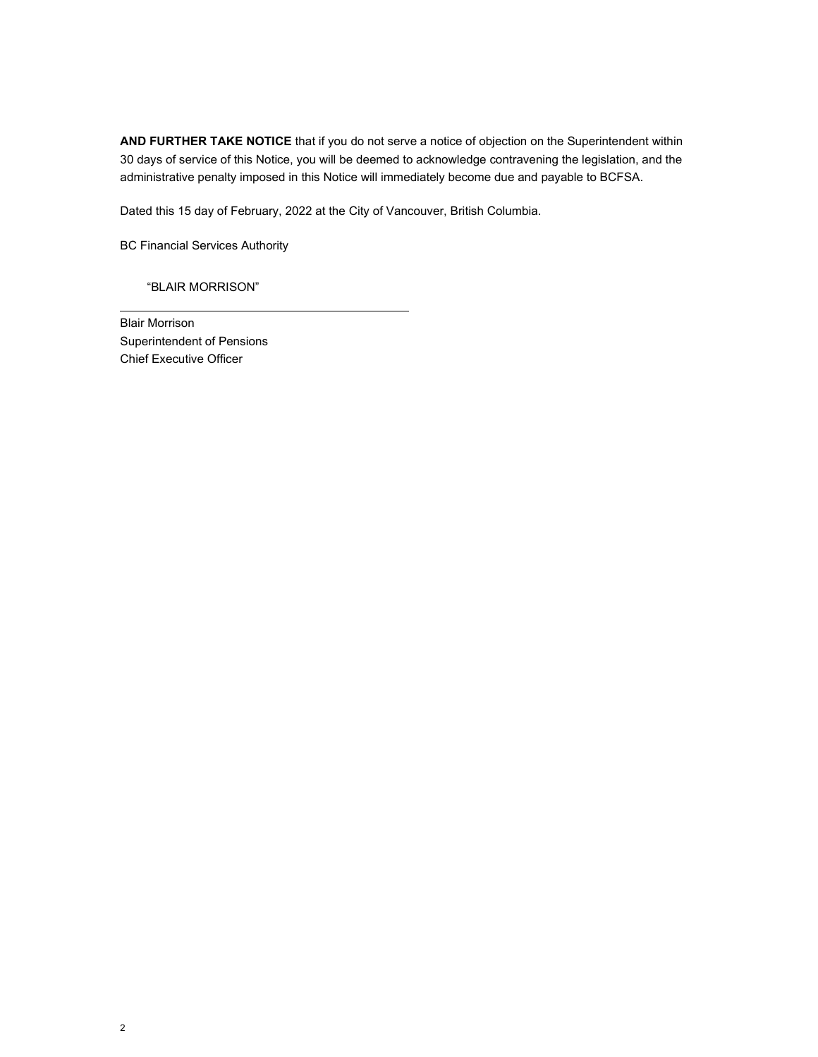**AND FURTHER TAKE NOTICE** that if you do not serve a notice of objection on the Superintendent within 30 days of service of this Notice, you will be deemed to acknowledge contravening the legislation, and the administrative penalty imposed in this Notice will immediately become due and payable to BCFSA.

Dated this 15 day of February, 2022 at the City of Vancouver, British Columbia.

BC Financial Services Authority

"BLAIR MORRISON"

---

Blair Morrison
Superintendent of Pensions
Chief Executive Officer